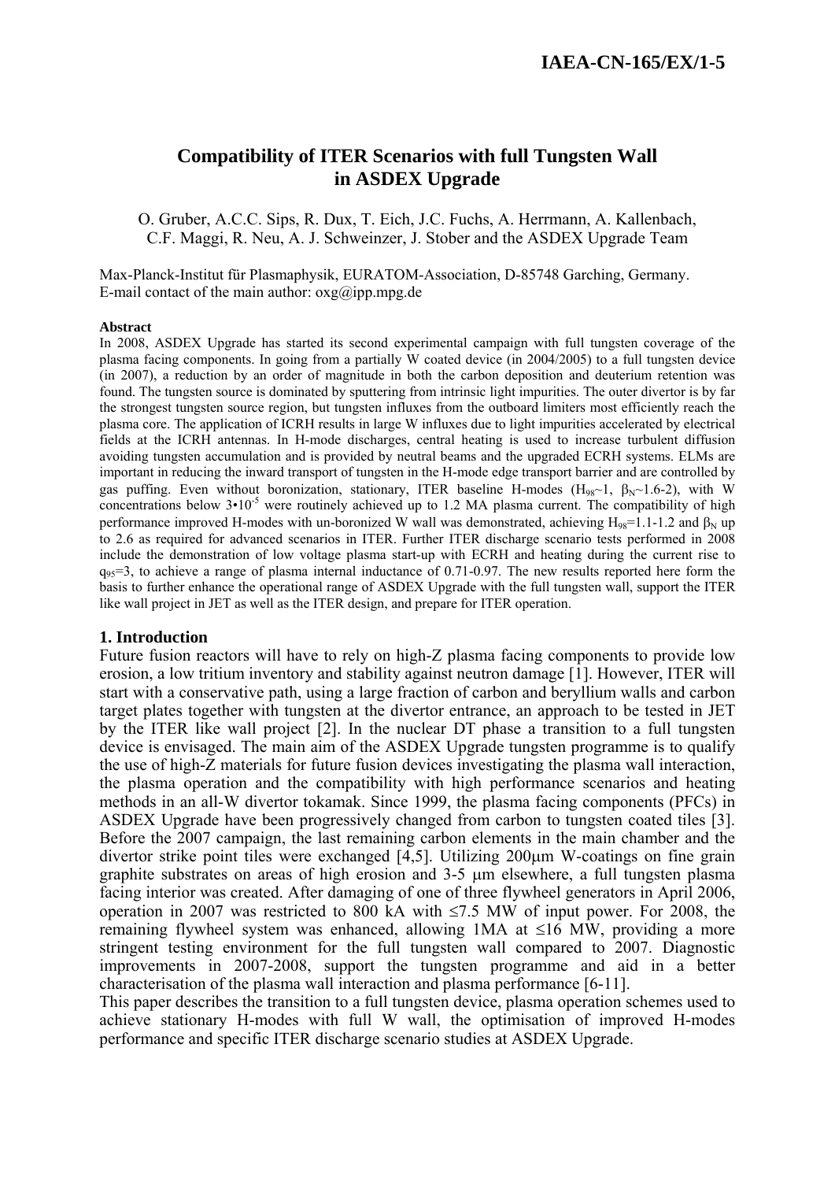# Compatibility of ITER Scenarios with full Tungsten Wall in ASDEX Upgrade

O. Gruber, A.C.C. Sips, R. Dux, T. Eich, J.C. Fuchs, A. Herrmann, A. Kallenbach, C.F. Maggi, R. Neu, A. J. Schweinzer, J. Stober and the ASDEX Upgrade Team

Max-Planck-Institut für Plasmaphysik, EURATOM-Association, D-85748 Garching, Germany.
E-mail contact of the main author: oxg@ipp.mpg.de

**Abstract**

In 2008, ASDEX Upgrade has started its second experimental campaign with full tungsten coverage of the plasma facing components. In going from a partially W coated device (in 2004/2005) to a full tungsten device (in 2007), a reduction by an order of magnitude in both the carbon deposition and deuterium retention was found. The tungsten source is dominated by sputtering from intrinsic light impurities. The outer divertor is by far the strongest tungsten source region, but tungsten influxes from the outboard limiters most efficiently reach the plasma core. The application of ICRH results in large W influxes due to light impurities accelerated by electrical fields at the ICRH antennas. In H-mode discharges, central heating is used to increase turbulent diffusion avoiding tungsten accumulation and is provided by neutral beams and the upgraded ECRH systems. ELMs are important in reducing the inward transport of tungsten in the H-mode edge transport barrier and are controlled by gas puffing. Even without boronization, stationary, ITER baseline H-modes ($H_{98}$~1, $\beta_N$~1.6-2), with W concentrations below $3 \cdot 10^{-5}$ were routinely achieved up to 1.2 MA plasma current. The compatibility of high performance improved H-modes with un-boronized W wall was demonstrated, achieving $H_{98}$=1.1-1.2 and $\beta_N$ up to 2.6 as required for advanced scenarios in ITER. Further ITER discharge scenario tests performed in 2008 include the demonstration of low voltage plasma start-up with ECRH and heating during the current rise to $q_{95}$=3, to achieve a range of plasma internal inductance of 0.71-0.97. The new results reported here form the basis to further enhance the operational range of ASDEX Upgrade with the full tungsten wall, support the ITER like wall project in JET as well as the ITER design, and prepare for ITER operation.

## 1. Introduction

Future fusion reactors will have to rely on high-Z plasma facing components to provide low erosion, a low tritium inventory and stability against neutron damage [1]. However, ITER will start with a conservative path, using a large fraction of carbon and beryllium walls and carbon target plates together with tungsten at the divertor entrance, an approach to be tested in JET by the ITER like wall project [2]. In the nuclear DT phase a transition to a full tungsten device is envisaged. The main aim of the ASDEX Upgrade tungsten programme is to qualify the use of high-Z materials for future fusion devices investigating the plasma wall interaction, the plasma operation and the compatibility with high performance scenarios and heating methods in an all-W divertor tokamak. Since 1999, the plasma facing components (PFCs) in ASDEX Upgrade have been progressively changed from carbon to tungsten coated tiles [3]. Before the 2007 campaign, the last remaining carbon elements in the main chamber and the divertor strike point tiles were exchanged [4,5]. Utilizing 200µm W-coatings on fine grain graphite substrates on areas of high erosion and 3-5 µm elsewhere, a full tungsten plasma facing interior was created. After damaging of one of three flywheel generators in April 2006, operation in 2007 was restricted to 800 kA with ≤7.5 MW of input power. For 2008, the remaining flywheel system was enhanced, allowing 1MA at ≤16 MW, providing a more stringent testing environment for the full tungsten wall compared to 2007. Diagnostic improvements in 2007-2008, support the tungsten programme and aid in a better characterisation of the plasma wall interaction and plasma performance [6-11].

This paper describes the transition to a full tungsten device, plasma operation schemes used to achieve stationary H-modes with full W wall, the optimisation of improved H-modes performance and specific ITER discharge scenario studies at ASDEX Upgrade.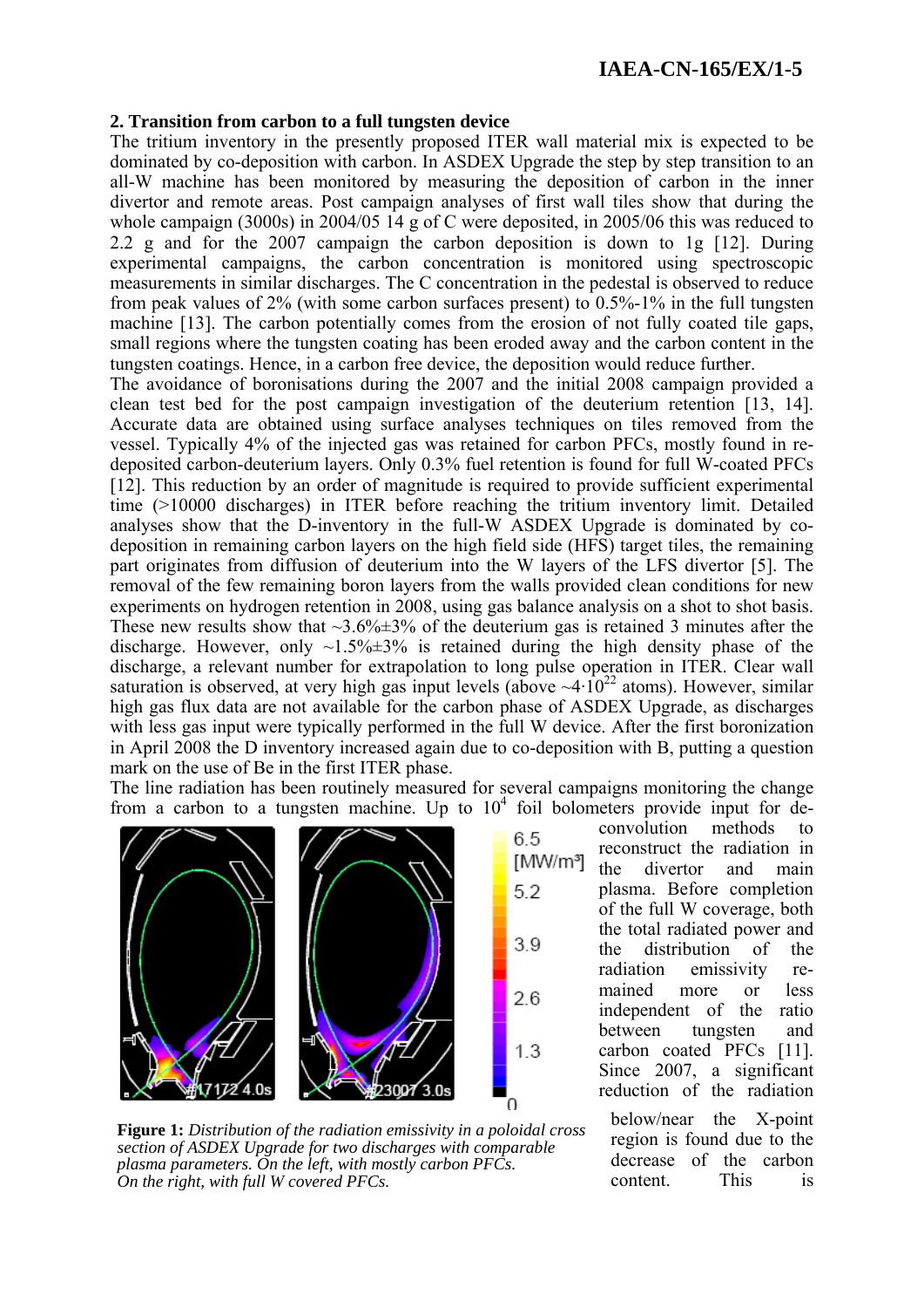## 2. Transition from carbon to a full tungsten device

The tritium inventory in the presently proposed ITER wall material mix is expected to be dominated by co-deposition with carbon. In ASDEX Upgrade the step by step transition to an all-W machine has been monitored by measuring the deposition of carbon in the inner divertor and remote areas. Post campaign analyses of first wall tiles show that during the whole campaign (3000s) in 2004/05 14 g of C were deposited, in 2005/06 this was reduced to 2.2 g and for the 2007 campaign the carbon deposition is down to 1g [12]. During experimental campaigns, the carbon concentration is monitored using spectroscopic measurements in similar discharges. The C concentration in the pedestal is observed to reduce from peak values of 2% (with some carbon surfaces present) to 0.5%-1% in the full tungsten machine [13]. The carbon potentially comes from the erosion of not fully coated tile gaps, small regions where the tungsten coating has been eroded away and the carbon content in the tungsten coatings. Hence, in a carbon free device, the deposition would reduce further.

The avoidance of boronisations during the 2007 and the initial 2008 campaign provided a clean test bed for the post campaign investigation of the deuterium retention [13, 14]. Accurate data are obtained using surface analyses techniques on tiles removed from the vessel. Typically 4% of the injected gas was retained for carbon PFCs, mostly found in re-deposited carbon-deuterium layers. Only 0.3% fuel retention is found for full W-coated PFCs [12]. This reduction by an order of magnitude is required to provide sufficient experimental time (>10000 discharges) in ITER before reaching the tritium inventory limit. Detailed analyses show that the D-inventory in the full-W ASDEX Upgrade is dominated by co-deposition in remaining carbon layers on the high field side (HFS) target tiles, the remaining part originates from diffusion of deuterium into the W layers of the LFS divertor [5]. The removal of the few remaining boron layers from the walls provided clean conditions for new experiments on hydrogen retention in 2008, using gas balance analysis on a shot to shot basis. These new results show that ~3.6%±3% of the deuterium gas is retained 3 minutes after the discharge. However, only ~1.5%±3% is retained during the high density phase of the discharge, a relevant number for extrapolation to long pulse operation in ITER. Clear wall saturation is observed, at very high gas input levels (above $\sim 4 \cdot 10^{22}$ atoms). However, similar high gas flux data are not available for the carbon phase of ASDEX Upgrade, as discharges with less gas input were typically performed in the full W device. After the first boronization in April 2008 the D inventory increased again due to co-deposition with B, putting a question mark on the use of Be in the first ITER phase.

The line radiation has been routinely measured for several campaigns monitoring the change from a carbon to a tungsten machine. Up to $10^4$ foil bolometers provide input for de-convolution methods to reconstruct the radiation in the divertor and main plasma. Before completion of the full W coverage, both the total radiated power and the distribution of the radiation emissivity re-mained more or less independent of the ratio between tungsten and carbon coated PFCs [11]. Since 2007, a significant reduction of the radiation below/near the X-point region is found due to the decrease of the carbon content. This is

**Figure 1:** *Distribution of the radiation emissivity in a poloidal cross section of ASDEX Upgrade for two discharges with comparable plasma parameters. On the left, with mostly carbon PFCs. On the right, with full W covered PFCs.*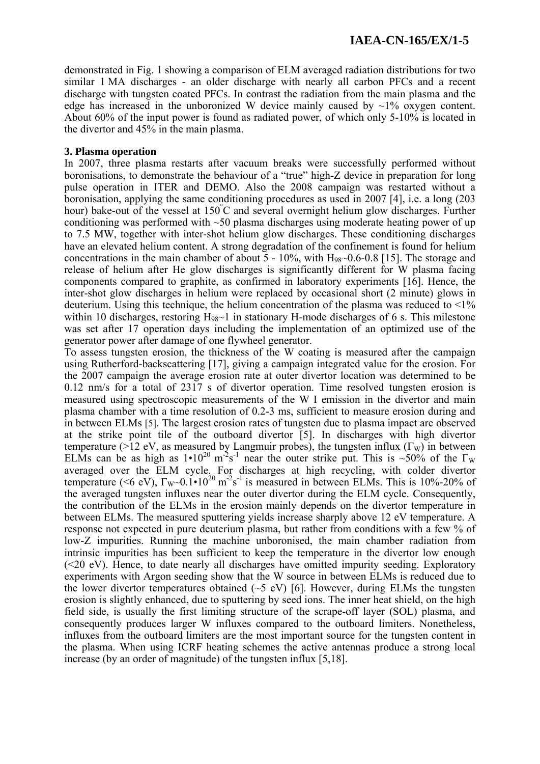demonstrated in Fig. 1 showing a comparison of ELM averaged radiation distributions for two similar 1 MA discharges - an older discharge with nearly all carbon PFCs and a recent discharge with tungsten coated PFCs. In contrast the radiation from the main plasma and the edge has increased in the unboronized W device mainly caused by ~1% oxygen content. About 60% of the input power is found as radiated power, of which only 5-10% is located in the divertor and 45% in the main plasma.

**3. Plasma operation**

In 2007, three plasma restarts after vacuum breaks were successfully performed without boronisations, to demonstrate the behaviour of a "true" high-Z device in preparation for long pulse operation in ITER and DEMO. Also the 2008 campaign was restarted without a boronisation, applying the same conditioning procedures as used in 2007 [4], i.e. a long (203 hour) bake-out of the vessel at 150°C and several overnight helium glow discharges. Further conditioning was performed with ~50 plasma discharges using moderate heating power of up to 7.5 MW, together with inter-shot helium glow discharges. These conditioning discharges have an elevated helium content. A strong degradation of the confinement is found for helium concentrations in the main chamber of about 5 - 10%, with $H_{98}$~0.6-0.8 [15]. The storage and release of helium after He glow discharges is significantly different for W plasma facing components compared to graphite, as confirmed in laboratory experiments [16]. Hence, the inter-shot glow discharges in helium were replaced by occasional short (2 minute) glows in deuterium. Using this technique, the helium concentration of the plasma was reduced to <1% within 10 discharges, restoring $H_{98}$~1 in stationary H-mode discharges of 6 s. This milestone was set after 17 operation days including the implementation of an optimized use of the generator power after damage of one flywheel generator.

To assess tungsten erosion, the thickness of the W coating is measured after the campaign using Rutherford-backscattering [17], giving a campaign integrated value for the erosion. For the 2007 campaign the average erosion rate at outer divertor location was determined to be 0.12 nm/s for a total of 2317 s of divertor operation. Time resolved tungsten erosion is measured using spectroscopic measurements of the W I emission in the divertor and main plasma chamber with a time resolution of 0.2-3 ms, sufficient to measure erosion during and in between ELMs [5]. The largest erosion rates of tungsten due to plasma impact are observed at the strike point tile of the outboard divertor [5]. In discharges with high divertor temperature (>12 eV, as measured by Langmuir probes), the tungsten influx ($\Gamma_W$) in between ELMs can be as high as $1 \cdot 10^{20}$ $m^{-2}s^{-1}$ near the outer strike put. This is ~50% of the $\Gamma_W$ averaged over the ELM cycle. For discharges at high recycling, with colder divertor temperature (<6 eV), $\Gamma_W$~$0.1 \cdot 10^{20}$ $m^{-2}s^{-1}$ is measured in between ELMs. This is 10%-20% of the averaged tungsten influxes near the outer divertor during the ELM cycle. Consequently, the contribution of the ELMs in the erosion mainly depends on the divertor temperature in between ELMs. The measured sputtering yields increase sharply above 12 eV temperature. A response not expected in pure deuterium plasma, but rather from conditions with a few % of low-Z impurities. Running the machine unboronised, the main chamber radiation from intrinsic impurities has been sufficient to keep the temperature in the divertor low enough (<20 eV). Hence, to date nearly all discharges have omitted impurity seeding. Exploratory experiments with Argon seeding show that the W source in between ELMs is reduced due to the lower divertor temperatures obtained (~5 eV) [6]. However, during ELMs the tungsten erosion is slightly enhanced, due to sputtering by seed ions. The inner heat shield, on the high field side, is usually the first limiting structure of the scrape-off layer (SOL) plasma, and consequently produces larger W influxes compared to the outboard limiters. Nonetheless, influxes from the outboard limiters are the most important source for the tungsten content in the plasma. When using ICRF heating schemes the active antennas produce a strong local increase (by an order of magnitude) of the tungsten influx [5,18].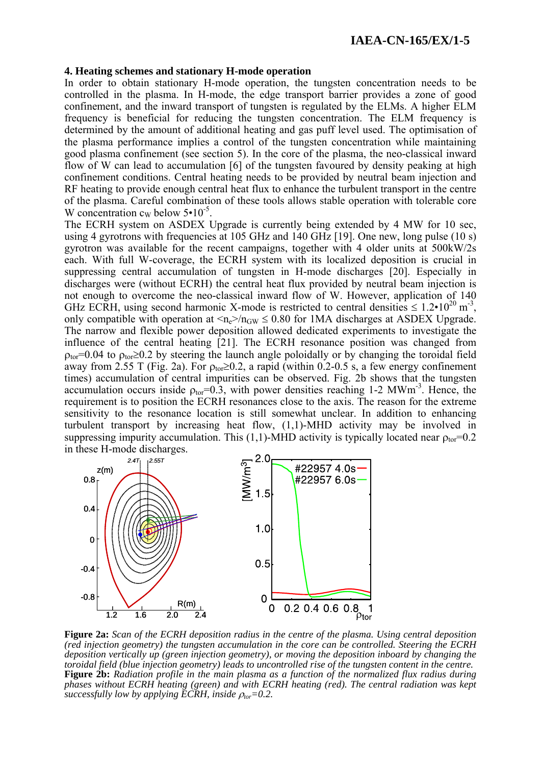### 4. Heating schemes and stationary H-mode operation

In order to obtain stationary H-mode operation, the tungsten concentration needs to be controlled in the plasma. In H-mode, the edge transport barrier provides a zone of good confinement, and the inward transport of tungsten is regulated by the ELMs. A higher ELM frequency is beneficial for reducing the tungsten concentration. The ELM frequency is determined by the amount of additional heating and gas puff level used. The optimisation of the plasma performance implies a control of the tungsten concentration while maintaining good plasma confinement (see section 5). In the core of the plasma, the neo-classical inward flow of W can lead to accumulation [6] of the tungsten favoured by density peaking at high confinement conditions. Central heating needs to be provided by neutral beam injection and RF heating to provide enough central heat flux to enhance the turbulent transport in the centre of the plasma. Careful combination of these tools allows stable operation with tolerable core W concentration $c_W$ below $5 \cdot 10^{-5}$.

The ECRH system on ASDEX Upgrade is currently being extended by 4 MW for 10 sec, using 4 gyrotrons with frequencies at 105 GHz and 140 GHz [19]. One new, long pulse (10 s) gyrotron was available for the recent campaigns, together with 4 older units at 500kW/2s each. With full W-coverage, the ECRH system with its localized deposition is crucial in suppressing central accumulation of tungsten in H-mode discharges [20]. Especially in discharges were (without ECRH) the central heat flux provided by neutral beam injection is not enough to overcome the neo-classical inward flow of W. However, application of 140 GHz ECRH, using second harmonic X-mode is restricted to central densities $\leq 1.2 \cdot 10^{20}$ m$^{-3}$, only compatible with operation at $\langle n_e \rangle / n_{GW} \leq 0.80$ for 1MA discharges at ASDEX Upgrade. The narrow and flexible power deposition allowed dedicated experiments to investigate the influence of the central heating [21]. The ECRH resonance position was changed from $\rho_{tor}$=0.04 to $\rho_{tor}\geq$0.2 by steering the launch angle poloidally or by changing the toroidal field away from 2.55 T (Fig. 2a). For $\rho_{tor}\geq$0.2, a rapid (within 0.2-0.5 s, a few energy confinement times) accumulation of central impurities can be observed. Fig. 2b shows that the tungsten accumulation occurs inside $\rho_{tor}$=0.3, with power densities reaching 1-2 MWm$^{-3}$. Hence, the requirement is to position the ECRH resonances close to the axis. The reason for the extreme sensitivity to the resonance location is still somewhat unclear. In addition to enhancing turbulent transport by increasing heat flow, (1,1)-MHD activity may be involved in suppressing impurity accumulation. This (1,1)-MHD activity is typically located near $\rho_{tor}$=0.2 in these H-mode discharges.

**Figure 2a:** *Scan of the ECRH deposition radius in the centre of the plasma. Using central deposition (red injection geometry) the tungsten accumulation in the core can be controlled. Steering the ECRH deposition vertically up (green injection geometry), or moving the deposition inboard by changing the toroidal field (blue injection geometry) leads to uncontrolled rise of the tungsten content in the centre.*
**Figure 2b:** *Radiation profile in the main plasma as a function of the normalized flux radius during phases without ECRH heating (green) and with ECRH heating (red). The central radiation was kept successfully low by applying ECRH, inside $\rho_{tor}$=0.2.*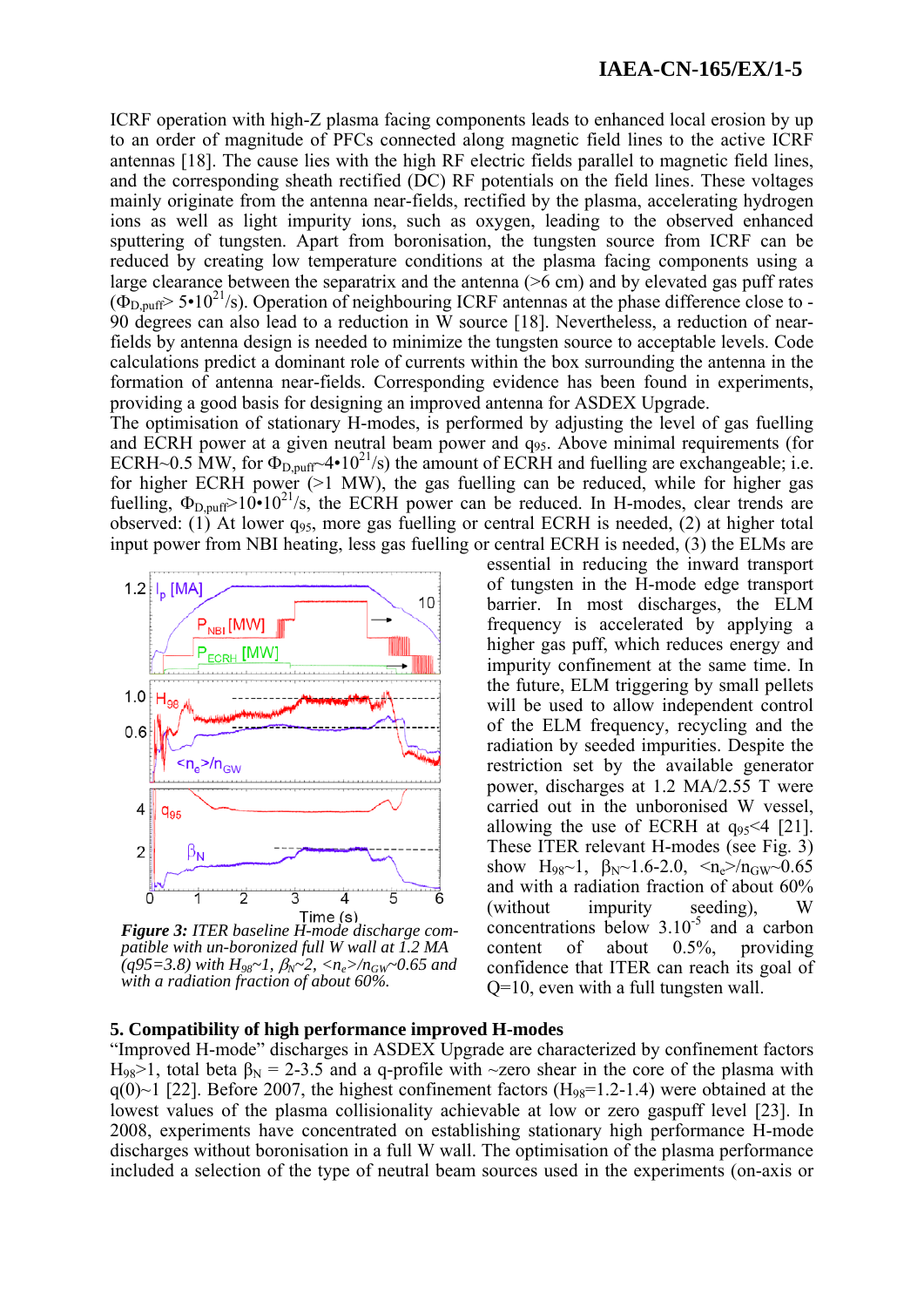ICRF operation with high-Z plasma facing components leads to enhanced local erosion by up to an order of magnitude of PFCs connected along magnetic field lines to the active ICRF antennas [18]. The cause lies with the high RF electric fields parallel to magnetic field lines, and the corresponding sheath rectified (DC) RF potentials on the field lines. These voltages mainly originate from the antenna near-fields, rectified by the plasma, accelerating hydrogen ions as well as light impurity ions, such as oxygen, leading to the observed enhanced sputtering of tungsten. Apart from boronisation, the tungsten source from ICRF can be reduced by creating low temperature conditions at the plasma facing components using a large clearance between the separatrix and the antenna (>6 cm) and by elevated gas puff rates ($\Phi_{D,puff}$> $5{\bullet}10^{21}$/s). Operation of neighbouring ICRF antennas at the phase difference close to -90 degrees can also lead to a reduction in W source [18]. Nevertheless, a reduction of near-fields by antenna design is needed to minimize the tungsten source to acceptable levels. Code calculations predict a dominant role of currents within the box surrounding the antenna in the formation of antenna near-fields. Corresponding evidence has been found in experiments, providing a good basis for designing an improved antenna for ASDEX Upgrade.

The optimisation of stationary H-modes, is performed by adjusting the level of gas fuelling and ECRH power at a given neutral beam power and $q_{95}$. Above minimal requirements (for ECRH~0.5 MW, for $\Phi_{D,puff}$~$4{\bullet}10^{21}$/s) the amount of ECRH and fuelling are exchangeable; i.e. for higher ECRH power (>1 MW), the gas fuelling can be reduced, while for higher gas fuelling, $\Phi_{D,puff}$>$10{\bullet}10^{21}$/s, the ECRH power can be reduced. In H-modes, clear trends are observed: (1) At lower $q_{95}$, more gas fuelling or central ECRH is needed, (2) at higher total input power from NBI heating, less gas fuelling or central ECRH is needed, (3) the ELMs are essential in reducing the inward transport of tungsten in the H-mode edge transport barrier. In most discharges, the ELM frequency is accelerated by applying a higher gas puff, which reduces energy and impurity confinement at the same time. In the future, ELM triggering by small pellets will be used to allow independent control of the ELM frequency, recycling and the radiation by seeded impurities. Despite the restriction set by the available generator power, discharges at 1.2 MA/2.55 T were carried out in the unboronised W vessel, allowing the use of ECRH at $q_{95}$<4 [21]. These ITER relevant H-modes (see Fig. 3) show $H_{98}$~1, $\beta_N$~1.6-2.0, $\langle n_e\rangle/n_{GW}$~0.65 and with a radiation fraction of about 60% (without impurity seeding), W concentrations below $3.10^{-5}$ and a carbon content of about 0.5%, providing confidence that ITER can reach its goal of Q=10, even with a full tungsten wall.

***Figure 3:*** *ITER baseline H-mode discharge compatible with un-boronized full W wall at 1.2 MA (q95=3.8) with $H_{98}$~1, $\beta_N$~2, $\langle n_e\rangle/n_{GW}$~0.65 and with a radiation fraction of about 60%.*

## 5. Compatibility of high performance improved H-modes

"Improved H-mode" discharges in ASDEX Upgrade are characterized by confinement factors $H_{98}$>1, total beta $\beta_N$ = 2-3.5 and a q-profile with ~zero shear in the core of the plasma with q(0)~1 [22]. Before 2007, the highest confinement factors ($H_{98}$=1.2-1.4) were obtained at the lowest values of the plasma collisionality achievable at low or zero gaspuff level [23]. In 2008, experiments have concentrated on establishing stationary high performance H-mode discharges without boronisation in a full W wall. The optimisation of the plasma performance included a selection of the type of neutral beam sources used in the experiments (on-axis or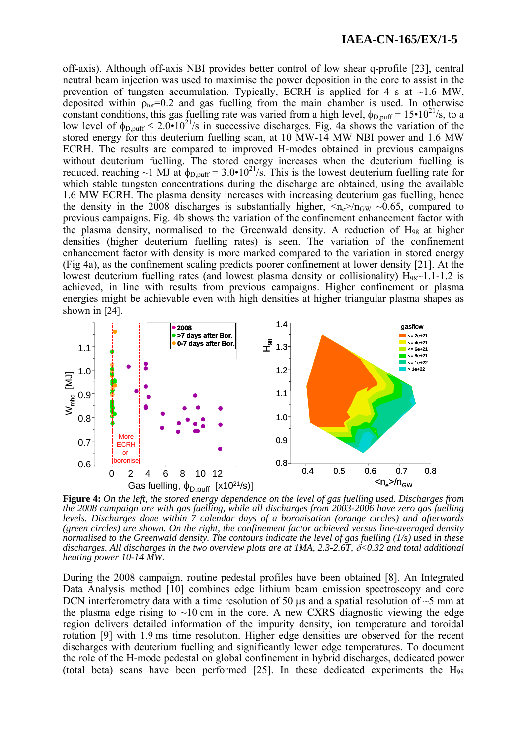off-axis). Although off-axis NBI provides better control of low shear q-profile [23], central neutral beam injection was used to maximise the power deposition in the core to assist in the prevention of tungsten accumulation. Typically, ECRH is applied for 4 s at ~1.6 MW, deposited within $\rho_{tor}$=0.2 and gas fuelling from the main chamber is used. In otherwise constant conditions, this gas fuelling rate was varied from a high level, $\phi_{D,puff} = 15 \cdot 10^{21}$/s, to a low level of $\phi_{D,puff} \leq 2.0 \cdot 10^{21}$/s in successive discharges. Fig. 4a shows the variation of the stored energy for this deuterium fuelling scan, at 10 MW-14 MW NBI power and 1.6 MW ECRH. The results are compared to improved H-modes obtained in previous campaigns without deuterium fuelling. The stored energy increases when the deuterium fuelling is reduced, reaching ~1 MJ at $\phi_{D,puff} = 3.0 \cdot 10^{21}$/s. This is the lowest deuterium fuelling rate for which stable tungsten concentrations during the discharge are obtained, using the available 1.6 MW ECRH. The plasma density increases with increasing deuterium gas fuelling, hence the density in the 2008 discharges is substantially higher, $\langle n_e \rangle / n_{GW}$ ~0.65, compared to previous campaigns. Fig. 4b shows the variation of the confinement enhancement factor with the plasma density, normalised to the Greenwald density. A reduction of $H_{98}$ at higher densities (higher deuterium fuelling rates) is seen. The variation of the confinement enhancement factor with density is more marked compared to the variation in stored energy (Fig 4a), as the confinement scaling predicts poorer confinement at lower density [21]. At the lowest deuterium fuelling rates (and lowest plasma density or collisionality) $H_{98}$~1.1-1.2 is achieved, in line with results from previous campaigns. Higher confinement or plasma energies might be achievable even with high densities at higher triangular plasma shapes as shown in [24].

**Figure 4:** *On the left, the stored energy dependence on the level of gas fuelling used. Discharges from the 2008 campaign are with gas fuelling, while all discharges from 2003-2006 have zero gas fuelling levels. Discharges done within 7 calendar days of a boronisation (orange circles) and afterwards (green circles) are shown. On the right, the confinement factor achieved versus line-averaged density normalised to the Greenwald density. The contours indicate the level of gas fuelling (1/s) used in these discharges. All discharges in the two overview plots are at 1MA, 2.3-2.6T, $\delta$<0.32 and total additional heating power 10-14 MW.*

During the 2008 campaign, routine pedestal profiles have been obtained [8]. An Integrated Data Analysis method [10] combines edge lithium beam emission spectroscopy and core DCN interferometry data with a time resolution of 50 µs and a spatial resolution of ~5 mm at the plasma edge rising to ~10 cm in the core. A new CXRS diagnostic viewing the edge region delivers detailed information of the impurity density, ion temperature and toroidal rotation [9] with 1.9 ms time resolution. Higher edge densities are observed for the recent discharges with deuterium fuelling and significantly lower edge temperatures. To document the role of the H-mode pedestal on global confinement in hybrid discharges, dedicated power (total beta) scans have been performed [25]. In these dedicated experiments the $H_{98}$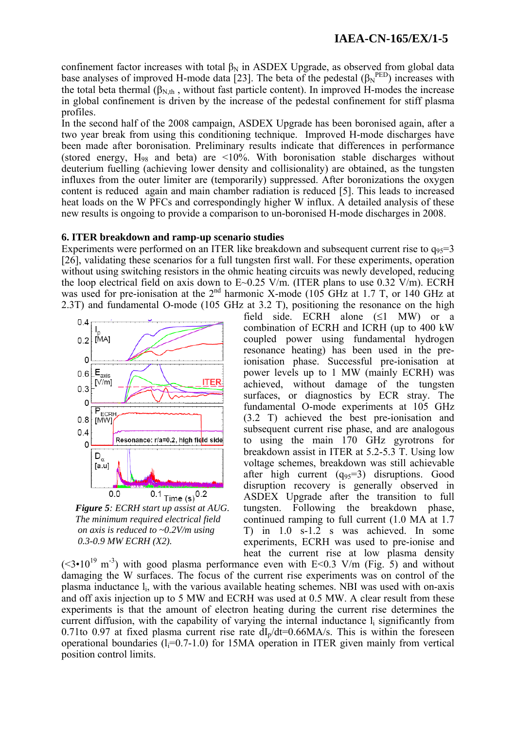confinement factor increases with total $\beta_N$ in ASDEX Upgrade, as observed from global data base analyses of improved H-mode data [23]. The beta of the pedestal ($\beta_N^{PED}$) increases with the total beta thermal ($\beta_{N,th}$ , without fast particle content). In improved H-modes the increase in global confinement is driven by the increase of the pedestal confinement for stiff plasma profiles.

In the second half of the 2008 campaign, ASDEX Upgrade has been boronised again, after a two year break from using this conditioning technique. Improved H-mode discharges have been made after boronisation. Preliminary results indicate that differences in performance (stored energy, $H_{98}$ and beta) are <10%. With boronisation stable discharges without deuterium fuelling (achieving lower density and collisionality) are obtained, as the tungsten influxes from the outer limiter are (temporarily) suppressed. After boronizations the oxygen content is reduced again and main chamber radiation is reduced [5]. This leads to increased heat loads on the W PFCs and correspondingly higher W influx. A detailed analysis of these new results is ongoing to provide a comparison to un-boronised H-mode discharges in 2008.

## 6. ITER breakdown and ramp-up scenario studies

Experiments were performed on an ITER like breakdown and subsequent current rise to $q_{95}=3$ [26], validating these scenarios for a full tungsten first wall. For these experiments, operation without using switching resistors in the ohmic heating circuits was newly developed, reducing the loop electrical field on axis down to E~0.25 V/m. (ITER plans to use 0.32 V/m). ECRH was used for pre-ionisation at the 2[nd] harmonic X-mode (105 GHz at 1.7 T, or 140 GHz at 2.3T) and fundamental O-mode (105 GHz at 3.2 T), positioning the resonance on the high field side. ECRH alone (≤1 MW) or a combination of ECRH and ICRH (up to 400 kW coupled power using fundamental hydrogen resonance heating) has been used in the pre-ionisation phase. Successful pre-ionisation at power levels up to 1 MW (mainly ECRH) was achieved, without damage of the tungsten surfaces, or diagnostics by ECR stray. The fundamental O-mode experiments at 105 GHz (3.2 T) achieved the best pre-ionisation and subsequent current rise phase, and are analogous to using the main 170 GHz gyrotrons for breakdown assist in ITER at 5.2-5.3 T. Using low voltage schemes, breakdown was still achievable after high current ($q_{95}=3$) disruptions. Good disruption recovery is generally observed in ASDEX Upgrade after the transition to full tungsten. Following the breakdown phase, continued ramping to full current (1.0 MA at 1.7 T) in 1.0 s-1.2 s was achieved. In some experiments, ECRH was used to pre-ionise and heat the current rise at low plasma density ($<3\cdot10^{19}$ m$^{-3}$) with good plasma performance even with E<0.3 V/m (Fig. 5) and without damaging the W surfaces. The focus of the current rise experiments was on control of the plasma inductance $l_i$, with the various available heating schemes. NBI was used with on-axis and off axis injection up to 5 MW and ECRH was used at 0.5 MW. A clear result from these experiments is that the amount of electron heating during the current rise determines the current diffusion, with the capability of varying the internal inductance $l_i$ significantly from 0.71to 0.97 at fixed plasma current rise rate $dI_p/dt$=0.66MA/s. This is within the foreseen operational boundaries ($l_i$=0.7-1.0) for 15MA operation in ITER given mainly from vertical position control limits.

*Figure 5: ECRH start up assist at AUG. The minimum required electrical field on axis is reduced to ~0.2V/m using 0.3-0.9 MW ECRH (X2).*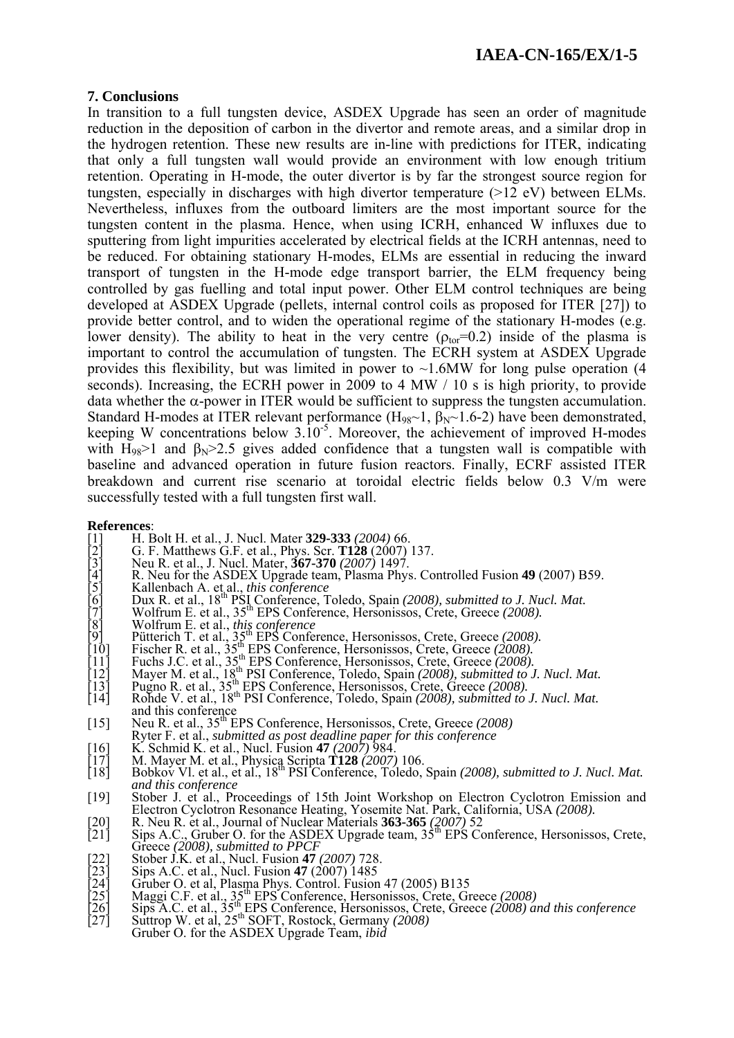### 7. Conclusions

In transition to a full tungsten device, ASDEX Upgrade has seen an order of magnitude reduction in the deposition of carbon in the divertor and remote areas, and a similar drop in the hydrogen retention. These new results are in-line with predictions for ITER, indicating that only a full tungsten wall would provide an environment with low enough tritium retention. Operating in H-mode, the outer divertor is by far the strongest source region for tungsten, especially in discharges with high divertor temperature (>12 eV) between ELMs. Nevertheless, influxes from the outboard limiters are the most important source for the tungsten content in the plasma. Hence, when using ICRH, enhanced W influxes due to sputtering from light impurities accelerated by electrical fields at the ICRH antennas, need to be reduced. For obtaining stationary H-modes, ELMs are essential in reducing the inward transport of tungsten in the H-mode edge transport barrier, the ELM frequency being controlled by gas fuelling and total input power. Other ELM control techniques are being developed at ASDEX Upgrade (pellets, internal control coils as proposed for ITER [27]) to provide better control, and to widen the operational regime of the stationary H-modes (e.g. lower density). The ability to heat in the very centre ($\rho_{tor}$=0.2) inside of the plasma is important to control the accumulation of tungsten. The ECRH system at ASDEX Upgrade provides this flexibility, but was limited in power to ~1.6MW for long pulse operation (4 seconds). Increasing, the ECRH power in 2009 to 4 MW / 10 s is high priority, to provide data whether the $\alpha$-power in ITER would be sufficient to suppress the tungsten accumulation. Standard H-modes at ITER relevant performance ($H_{98}$~1, $\beta_N$~1.6-2) have been demonstrated, keeping W concentrations below $3.10^{-5}$. Moreover, the achievement of improved H-modes with $H_{98}$>1 and $\beta_N$>2.5 gives added confidence that a tungsten wall is compatible with baseline and advanced operation in future fusion reactors. Finally, ECRF assisted ITER breakdown and current rise scenario at toroidal electric fields below 0.3 V/m were successfully tested with a full tungsten first wall.

**References**:

[1] H. Bolt H. et al., J. Nucl. Mater **329-333** *(2004)* 66.
[2] G. F. Matthews G.F. et al., Phys. Scr. **T128** (2007) 137.
[3] Neu R. et al., J. Nucl. Mater, **367-370** *(2007)* 1497.
[4] R. Neu for the ASDEX Upgrade team, Plasma Phys. Controlled Fusion **49** (2007) B59.
[5] Kallenbach A. et al., *this conference*
[6] Dux R. et al., 18th PSI Conference, Toledo, Spain *(2008), submitted to J. Nucl. Mat.*
[7] Wolfrum E. et al., 35th EPS Conference, Hersonissos, Crete, Greece *(2008).*
[8] Wolfrum E. et al., *this conference*
[9] Pütterich T. et al., 35th EPS Conference, Hersonissos, Crete, Greece *(2008).*
[10] Fischer R. et al., 35th EPS Conference, Hersonissos, Crete, Greece *(2008).*
[11] Fuchs J.C. et al., 35th EPS Conference, Hersonissos, Crete, Greece *(2008).*
[12] Mayer M. et al., 18th PSI Conference, Toledo, Spain *(2008), submitted to J. Nucl. Mat.*
[13] Pugno R. et al., 35th EPS Conference, Hersonissos, Crete, Greece *(2008).*
[14] Rohde V. et al., 18th PSI Conference, Toledo, Spain *(2008), submitted to J. Nucl. Mat.* and this conference
[15] Neu R. et al., 35th EPS Conference, Hersonissos, Crete, Greece *(2008)*
Ryter F. et al., *submitted as post deadline paper for this conference*
[16] K. Schmid K. et al., Nucl. Fusion **47** *(2007)* 984.
[17] M. Mayer M. et al., Physica Scripta **T128** *(2007)* 106.
[18] Bobkov Vl. et al., et al., 18th PSI Conference, Toledo, Spain *(2008), submitted to J. Nucl. Mat. and this conference*
[19] Stober J. et al., Proceedings of 15th Joint Workshop on Electron Cyclotron Emission and Electron Cyclotron Resonance Heating, Yosemite Nat. Park, California, USA *(2008).*
[20] R. Neu R. et al., Journal of Nuclear Materials **363-365** *(2007)* 52
[21] Sips A.C., Gruber O. for the ASDEX Upgrade team, 35th EPS Conference, Hersonissos, Crete, Greece *(2008), submitted to PPCF*
[22] Stober J.K. et al., Nucl. Fusion **47** *(2007)* 728.
[23] Sips A.C. et al., Nucl. Fusion **47** (2007) 1485
[24] Gruber O. et al, Plasma Phys. Control. Fusion 47 (2005) B135
[25] Maggi C.F. et al., 35th EPS Conference, Hersonissos, Crete, Greece *(2008)*
[26] Sips A.C. et al., 35th EPS Conference, Hersonissos, Crete, Greece *(2008) and this conference*
[27] Suttrop W. et al, 25th SOFT, Rostock, Germany *(2008)*
Gruber O. for the ASDEX Upgrade Team, *ibid*